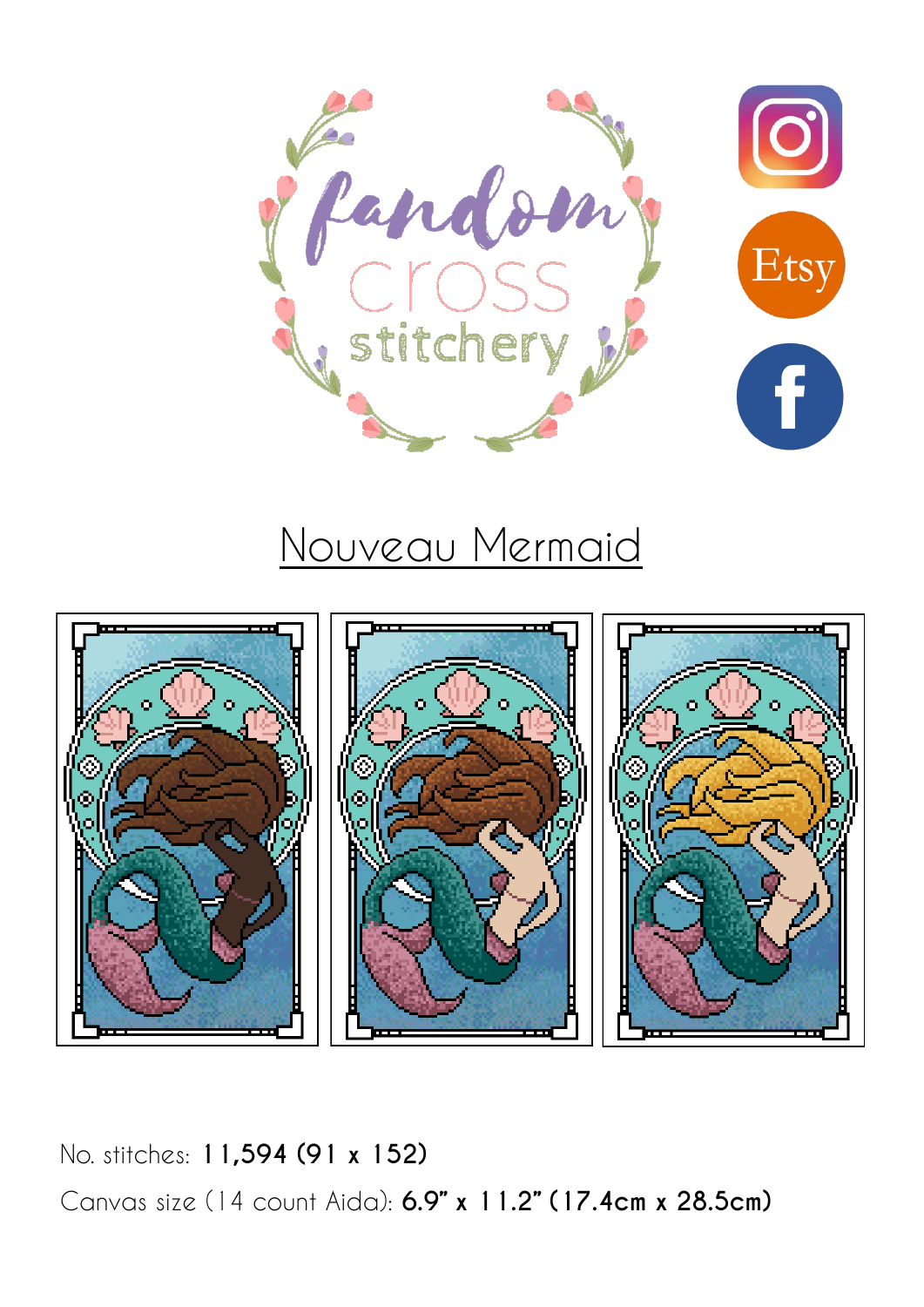fandom cross stitchery

# Nouveau Mermaid

No. stitches: **11,594 (91 x 152)**

Canvas size (14 count Aida): **6.9" x 11.2" (17.4cm x 28.5cm)**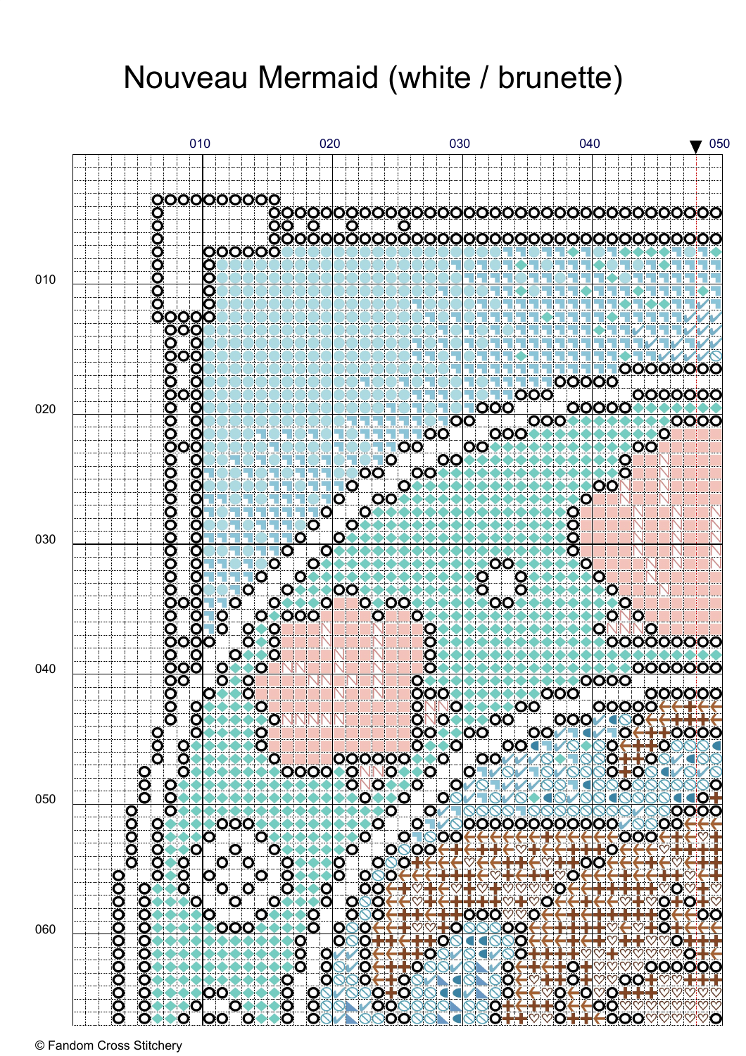# Nouveau Mermaid (white / brunette)

010 020 030 040 050

010
020
030
040
050
060

© Fandom Cross Stitchery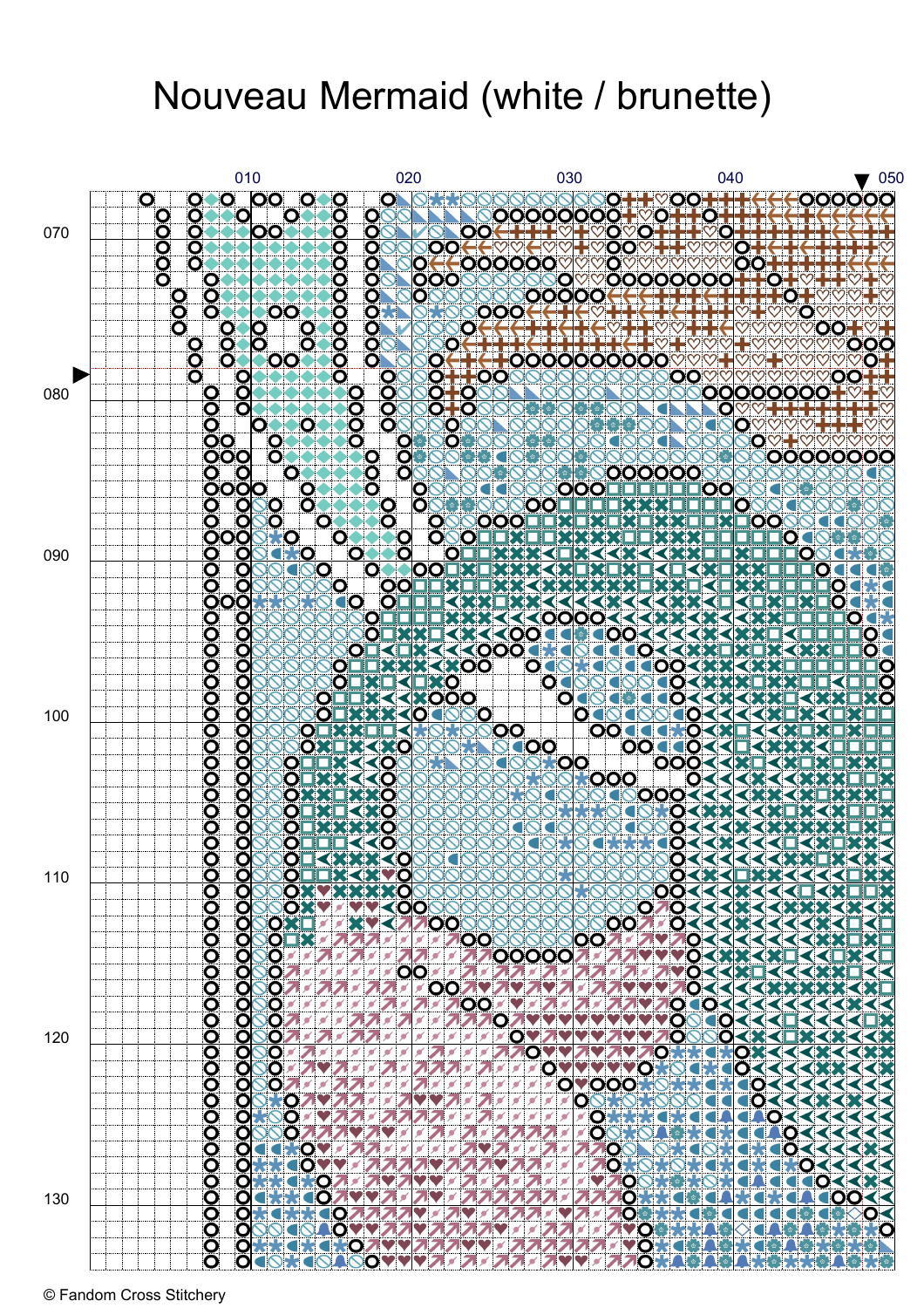# Nouveau Mermaid (white / brunette)

© Fandom Cross Stitchery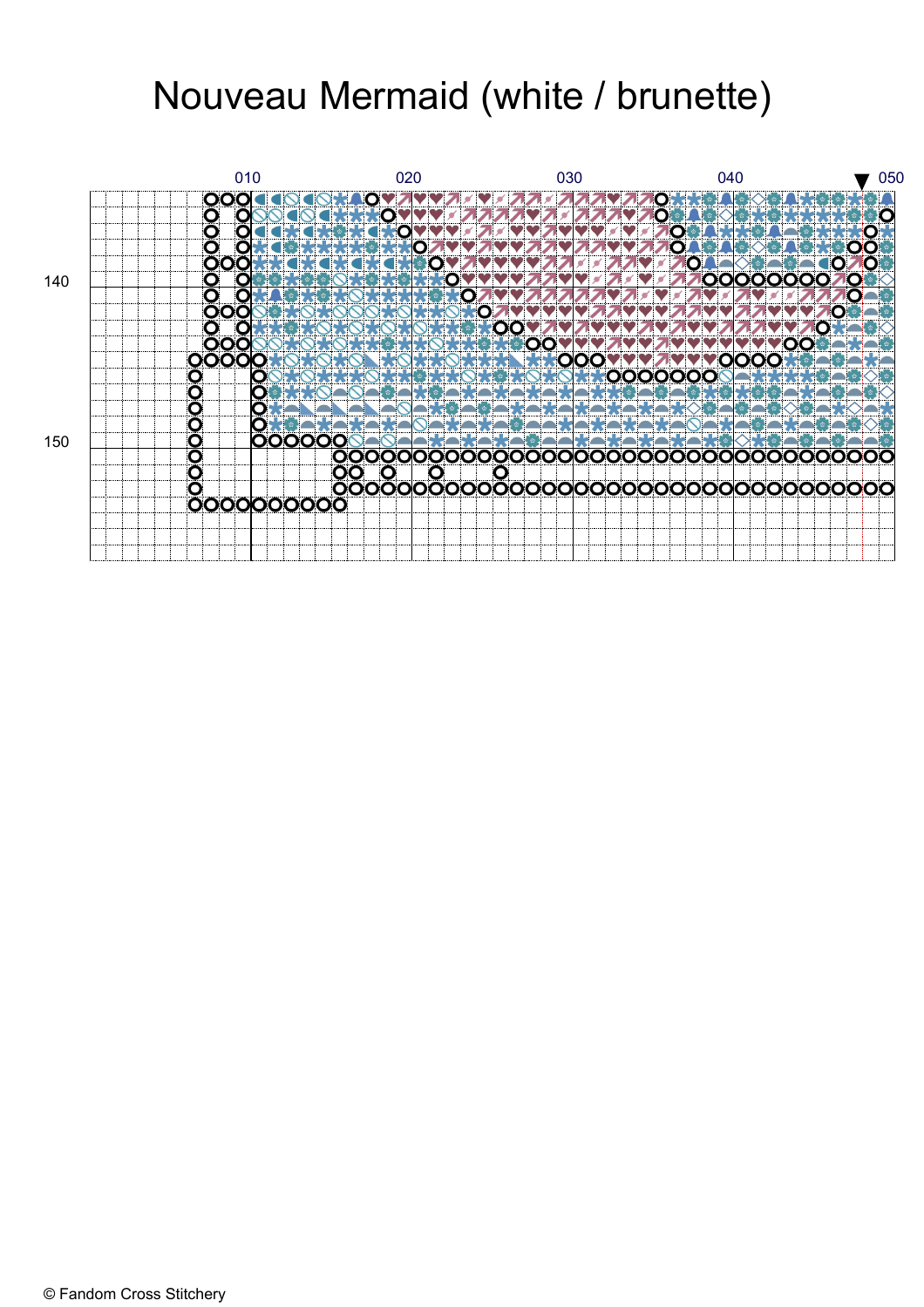# Nouveau Mermaid (white / brunette)

010 020 030 040 050

140

150

© Fandom Cross Stitchery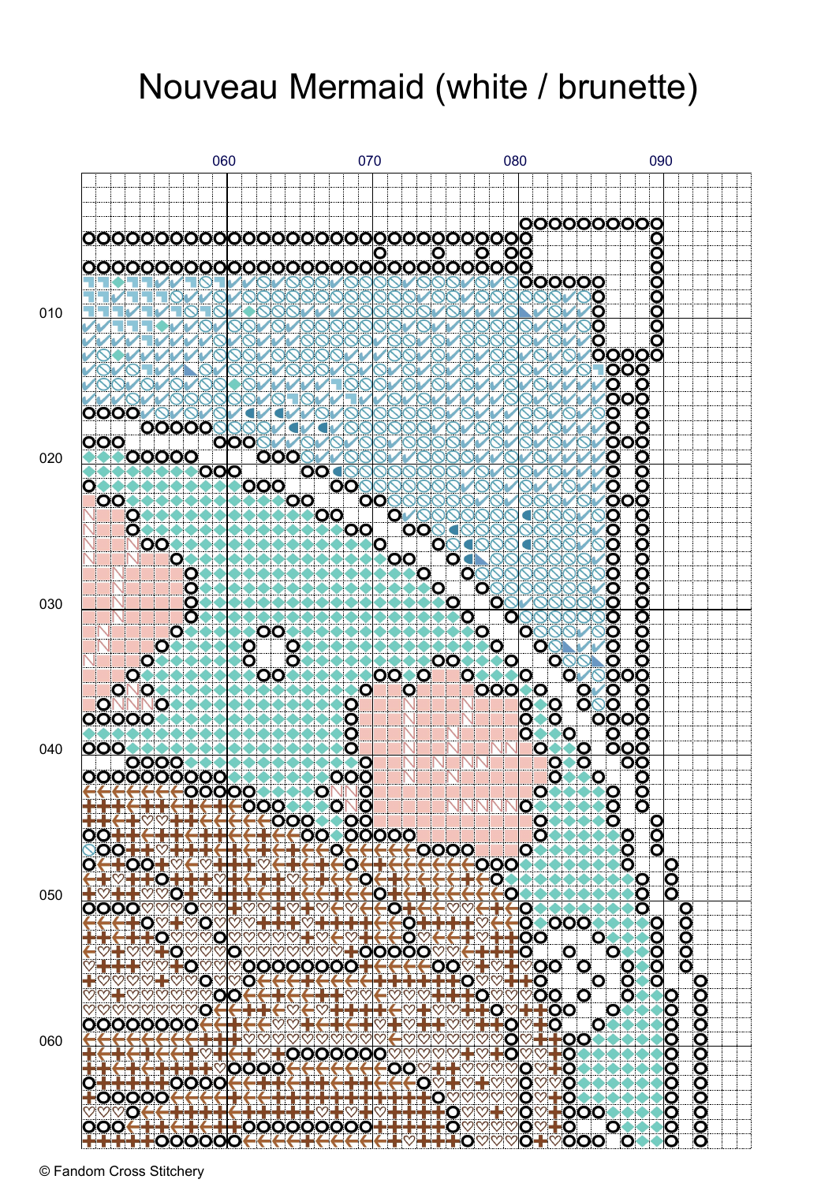# Nouveau Mermaid (white / brunette)

060 070 080 090

010

020

030

040

050

060

© Fandom Cross Stitchery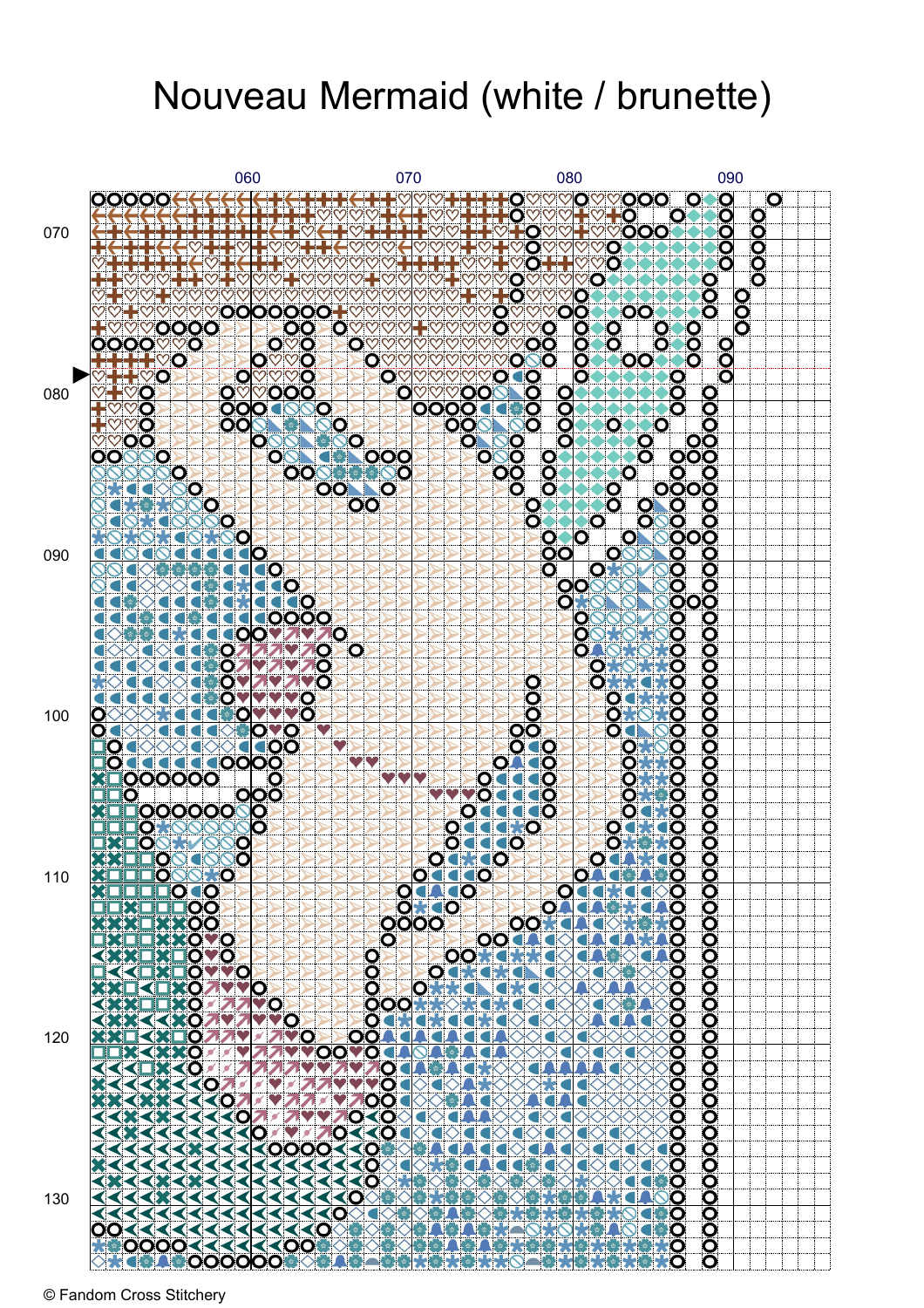# Nouveau Mermaid (white / brunette)

060 070 080 090

070

080

090

100

110

120

130

© Fandom Cross Stitchery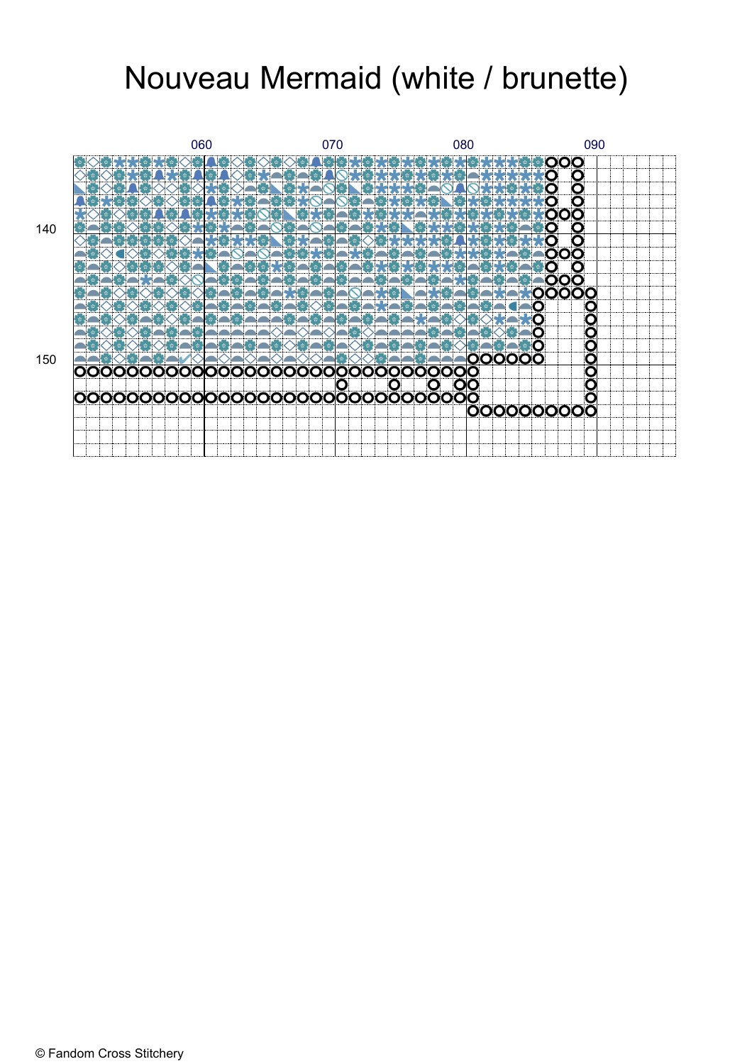# Nouveau Mermaid (white / brunette)

060 070 080 090

140

150

© Fandom Cross Stitchery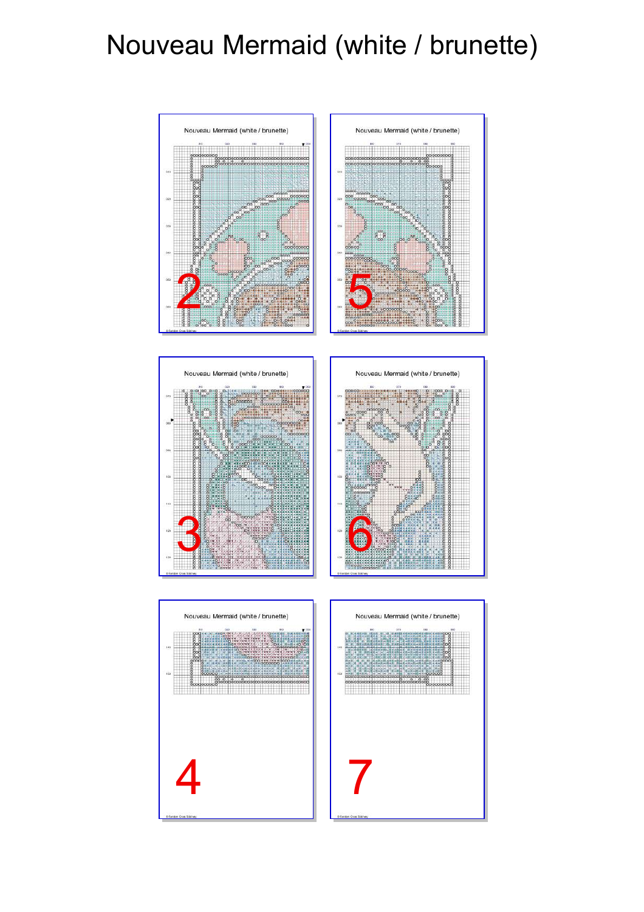# Nouveau Mermaid (white / brunette)

2

5

3

6

4

7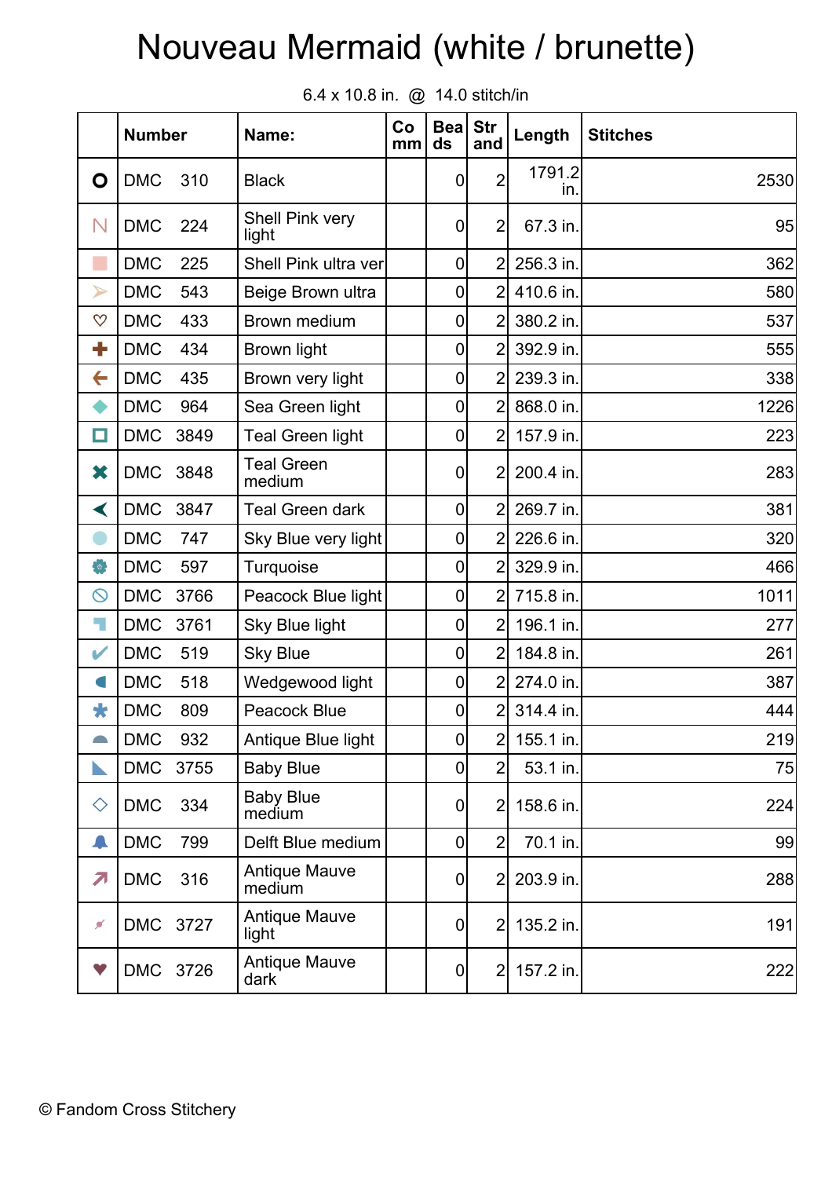# Nouveau Mermaid (white / brunette)

6.4 x 10.8 in. @ 14.0 stitch/in

| | Number | Name: | Comm | Beads | Strand | Length | Stitches |
|---|---|---|---|---|---|---|---|
| ○ | DMC 310 | Black | | 0 | 2 | 1791.2 in. | 2530 |
| N | DMC 224 | Shell Pink very light | | 0 | 2 | 67.3 in. | 95 |
| ■ | DMC 225 | Shell Pink ultra ver | | 0 | 2 | 256.3 in. | 362 |
| ➤ | DMC 543 | Beige Brown ultra | | 0 | 2 | 410.6 in. | 580 |
| ♡ | DMC 433 | Brown medium | | 0 | 2 | 380.2 in. | 537 |
| ✚ | DMC 434 | Brown light | | 0 | 2 | 392.9 in. | 555 |
| ← | DMC 435 | Brown very light | | 0 | 2 | 239.3 in. | 338 |
| ◆ | DMC 964 | Sea Green light | | 0 | 2 | 868.0 in. | 1226 |
| □ | DMC 3849 | Teal Green light | | 0 | 2 | 157.9 in. | 223 |
| ✖ | DMC 3848 | Teal Green medium | | 0 | 2 | 200.4 in. | 283 |
| ◀ | DMC 3847 | Teal Green dark | | 0 | 2 | 269.7 in. | 381 |
| ● | DMC 747 | Sky Blue very light | | 0 | 2 | 226.6 in. | 320 |
| ✿ | DMC 597 | Turquoise | | 0 | 2 | 329.9 in. | 466 |
| ⊘ | DMC 3766 | Peacock Blue light | | 0 | 2 | 715.8 in. | 1011 |
| ▜ | DMC 3761 | Sky Blue light | | 0 | 2 | 196.1 in. | 277 |
| ✔ | DMC 519 | Sky Blue | | 0 | 2 | 184.8 in. | 261 |
| ◖ | DMC 518 | Wedgewood light | | 0 | 2 | 274.0 in. | 387 |
| ✱ | DMC 809 | Peacock Blue | | 0 | 2 | 314.4 in. | 444 |
| ◓ | DMC 932 | Antique Blue light | | 0 | 2 | 155.1 in. | 219 |
| ◣ | DMC 3755 | Baby Blue | | 0 | 2 | 53.1 in. | 75 |
| ◇ | DMC 334 | Baby Blue medium | | 0 | 2 | 158.6 in. | 224 |
| 🔔 | DMC 799 | Delft Blue medium | | 0 | 2 | 70.1 in. | 99 |
| ↗ | DMC 316 | Antique Mauve medium | | 0 | 2 | 203.9 in. | 288 |
| ↗ | DMC 3727 | Antique Mauve light | | 0 | 2 | 135.2 in. | 191 |
| ♥ | DMC 3726 | Antique Mauve dark | | 0 | 2 | 157.2 in. | 222 |

© Fandom Cross Stitchery